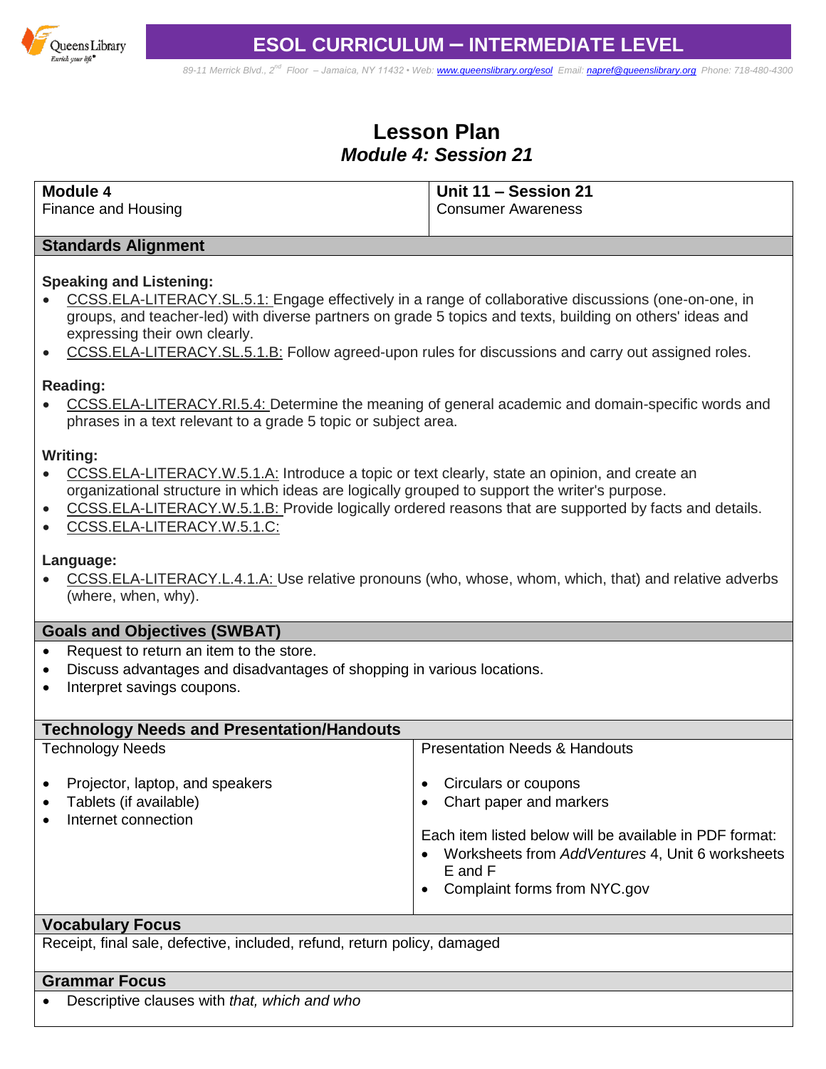# ESOL CURRICULUM – INTERMEDIATE LEVEL

89-11 Merrick Blvd., 2nd Floor – Jamaica, NY 11432 • Web: www.queenslibrary.org/esol Email: napref@queenslibrary.org Phone: 718-480-4300

## Lesson Plan
### *Module 4: Session 21*

| **Module 4**<br>Finance and Housing | **Unit 11 – Session 21**<br>Consumer Awareness |
|---|---|

### Standards Alignment

**Speaking and Listening:**
- CCSS.ELA-LITERACY.SL.5.1: Engage effectively in a range of collaborative discussions (one-on-one, in groups, and teacher-led) with diverse partners on grade 5 topics and texts, building on others' ideas and expressing their own clearly.
- CCSS.ELA-LITERACY.SL.5.1.B: Follow agreed-upon rules for discussions and carry out assigned roles.

**Reading:**
- CCSS.ELA-LITERACY.RI.5.4: Determine the meaning of general academic and domain-specific words and phrases in a text relevant to a grade 5 topic or subject area.

**Writing:**
- CCSS.ELA-LITERACY.W.5.1.A: Introduce a topic or text clearly, state an opinion, and create an organizational structure in which ideas are logically grouped to support the writer's purpose.
- CCSS.ELA-LITERACY.W.5.1.B: Provide logically ordered reasons that are supported by facts and details.
- CCSS.ELA-LITERACY.W.5.1.C:

**Language:**
- CCSS.ELA-LITERACY.L.4.1.A: Use relative pronouns (who, whose, whom, which, that) and relative adverbs (where, when, why).

### Goals and Objectives (SWBAT)

- Request to return an item to the store.
- Discuss advantages and disadvantages of shopping in various locations.
- Interpret savings coupons.

### Technology Needs and Presentation/Handouts

| Technology Needs | Presentation Needs & Handouts |
|---|---|
| • Projector, laptop, and speakers<br>• Tablets (if available)<br>• Internet connection | • Circulars or coupons<br>• Chart paper and markers<br><br>Each item listed below will be available in PDF format:<br>• Worksheets from *AddVentures* 4, Unit 6 worksheets E and F<br>• Complaint forms from NYC.gov |

### Vocabulary Focus

Receipt, final sale, defective, included, refund, return policy, damaged

### Grammar Focus

- Descriptive clauses with *that, which and who*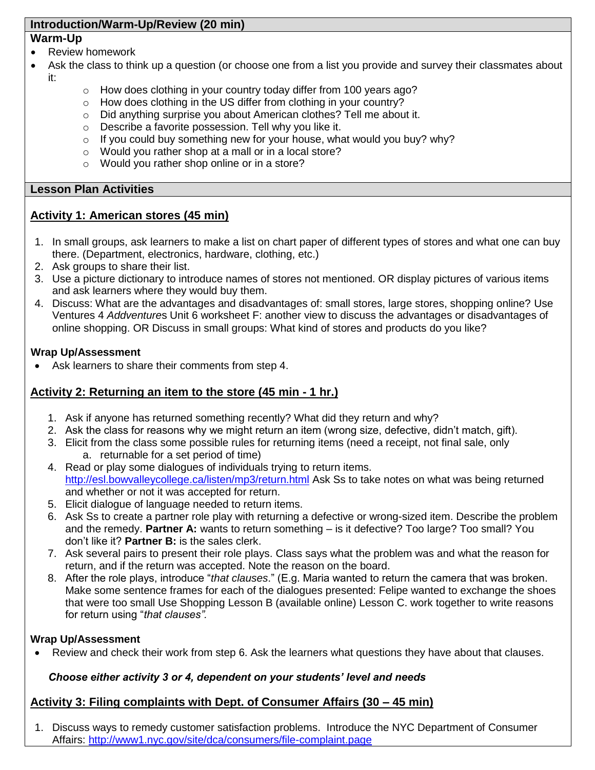## Introduction/Warm-Up/Review (20 min)

### Warm-Up

- Review homework
- Ask the class to think up a question (or choose one from a list you provide and survey their classmates about it:
  - How does clothing in your country today differ from 100 years ago?
  - How does clothing in the US differ from clothing in your country?
  - Did anything surprise you about American clothes? Tell me about it.
  - Describe a favorite possession. Tell why you like it.
  - If you could buy something new for your house, what would you buy? why?
  - Would you rather shop at a mall or in a local store?
  - Would you rather shop online or in a store?

## Lesson Plan Activities

### Activity 1: American stores (45 min)

1. In small groups, ask learners to make a list on chart paper of different types of stores and what one can buy there. (Department, electronics, hardware, clothing, etc.)
2. Ask groups to share their list.
3. Use a picture dictionary to introduce names of stores not mentioned. OR display pictures of various items and ask learners where they would buy them.
4. Discuss: What are the advantages and disadvantages of: small stores, large stores, shopping online? Use Ventures 4 *Addventure*s Unit 6 worksheet F: another view to discuss the advantages or disadvantages of online shopping. OR Discuss in small groups: What kind of stores and products do you like?

**Wrap Up/Assessment**

- Ask learners to share their comments from step 4.

### Activity 2: Returning an item to the store (45 min - 1 hr.)

1. Ask if anyone has returned something recently? What did they return and why?
2. Ask the class for reasons why we might return an item (wrong size, defective, didn't match, gift).
3. Elicit from the class some possible rules for returning items (need a receipt, not final sale, only
   a. returnable for a set period of time)
4. Read or play some dialogues of individuals trying to return items. http://esl.bowvalleycollege.ca/listen/mp3/return.html Ask Ss to take notes on what was being returned and whether or not it was accepted for return.
5. Elicit dialogue of language needed to return items.
6. Ask Ss to create a partner role play with returning a defective or wrong-sized item. Describe the problem and the remedy. **Partner A:** wants to return something – is it defective? Too large? Too small? You don't like it? **Partner B:** is the sales clerk.
7. Ask several pairs to present their role plays. Class says what the problem was and what the reason for return, and if the return was accepted. Note the reason on the board.
8. After the role plays, introduce "*that clauses*." (E.g. Maria wanted to return the camera that was broken. Make some sentence frames for each of the dialogues presented: Felipe wanted to exchange the shoes that were too small Use Shopping Lesson B (available online) Lesson C. work together to write reasons for return using "*that clauses".*

**Wrap Up/Assessment**

- Review and check their work from step 6. Ask the learners what questions they have about that clauses.

***Choose either activity 3 or 4, dependent on your students' level and needs***

### Activity 3: Filing complaints with Dept. of Consumer Affairs (30 – 45 min)

1. Discuss ways to remedy customer satisfaction problems. Introduce the NYC Department of Consumer Affairs: http://www1.nyc.gov/site/dca/consumers/file-complaint.page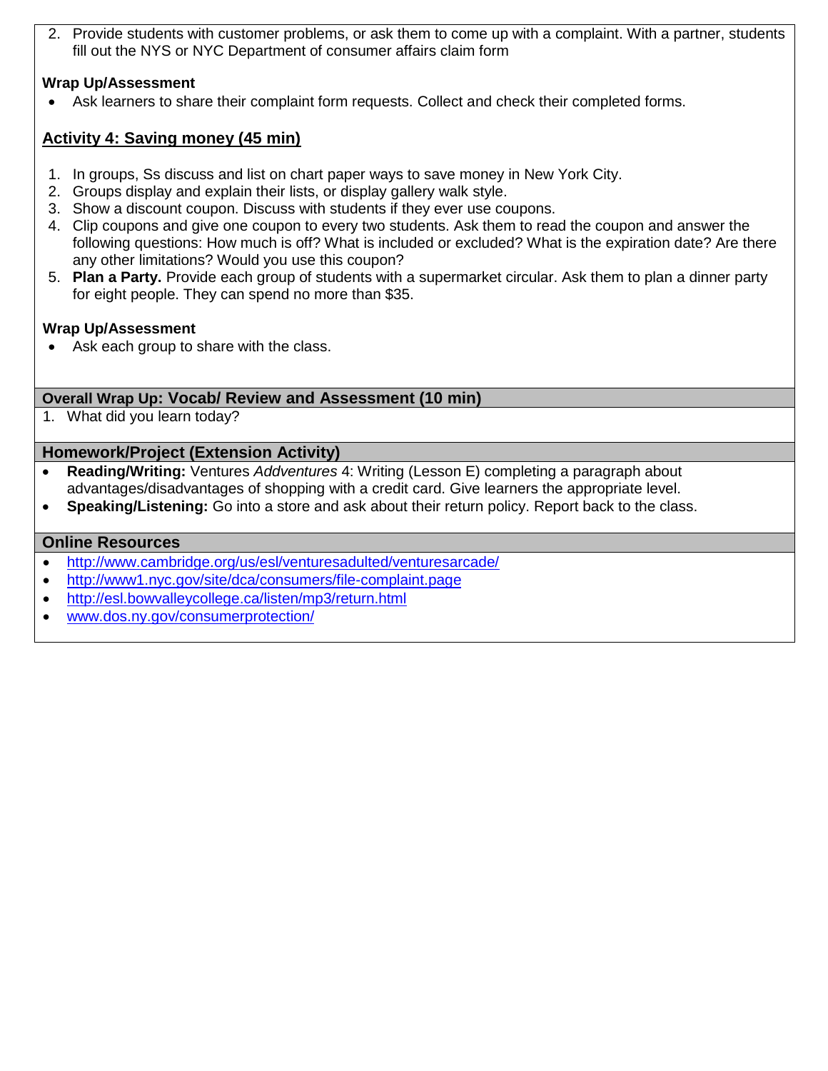2. Provide students with customer problems, or ask them to come up with a complaint. With a partner, students fill out the NYS or NYC Department of consumer affairs claim form

**Wrap Up/Assessment**

- Ask learners to share their complaint form requests. Collect and check their completed forms.

## Activity 4: Saving money (45 min)

1. In groups, Ss discuss and list on chart paper ways to save money in New York City.
2. Groups display and explain their lists, or display gallery walk style.
3. Show a discount coupon. Discuss with students if they ever use coupons.
4. Clip coupons and give one coupon to every two students. Ask them to read the coupon and answer the following questions: How much is off? What is included or excluded? What is the expiration date? Are there any other limitations? Would you use this coupon?
5. **Plan a Party.** Provide each group of students with a supermarket circular. Ask them to plan a dinner party for eight people. They can spend no more than $35.

**Wrap Up/Assessment**

- Ask each group to share with the class.

## Overall Wrap Up: Vocab/ Review and Assessment (10 min)

1. What did you learn today?

## Homework/Project (Extension Activity)

- **Reading/Writing:** Ventures *Addventures* 4: Writing (Lesson E) completing a paragraph about advantages/disadvantages of shopping with a credit card. Give learners the appropriate level.
- **Speaking/Listening:** Go into a store and ask about their return policy. Report back to the class.

## Online Resources

- http://www.cambridge.org/us/esl/venturesadulted/venturesarcade/
- http://www1.nyc.gov/site/dca/consumers/file-complaint.page
- http://esl.bowvalleycollege.ca/listen/mp3/return.html
- www.dos.ny.gov/consumerprotection/